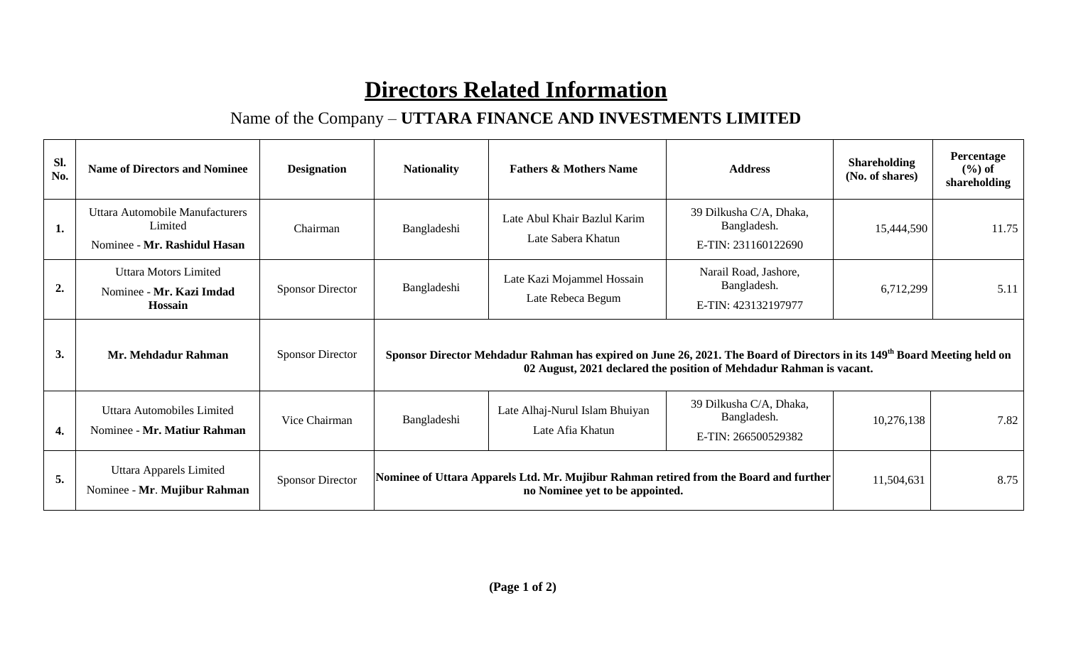# Directors Related Information

## Name of the Company – UTTARA FINANCE AND INVESTMENTS LIMITED

| Sl. No. | Name of Directors and Nominee | Designation | Nationality | Fathers & Mothers Name | Address | Shareholding (No. of shares) | Percentage (%) of shareholding |
|---|---|---|---|---|---|---|---|
| 1. | Uttara Automobile Manufacturers Limited Nominee - **Mr. Rashidul Hasan** | Chairman | Bangladeshi | Late Abul Khair Bazlul Karim Late Sabera Khatun | 39 Dilkusha C/A, Dhaka, Bangladesh. E-TIN: 231160122690 | 15,444,590 | 11.75 |
| 2. | Uttara Motors Limited Nominee - **Mr. Kazi Imdad Hossain** | Sponsor Director | Bangladeshi | Late Kazi Mojammel Hossain Late Rebeca Begum | Narail Road, Jashore, Bangladesh. E-TIN: 423132197977 | 6,712,299 | 5.11 |
| 3. | **Mr. Mehdadur Rahman** | Sponsor Director | **Sponsor Director Mehdadur Rahman has expired on June 26, 2021. The Board of Directors in its 149th Board Meeting held on 02 August, 2021 declared the position of Mehdadur Rahman is vacant.** | | | | |
| 4. | Uttara Automobiles Limited Nominee - **Mr. Matiur Rahman** | Vice Chairman | Bangladeshi | Late Alhaj-Nurul Islam Bhuiyan Late Afia Khatun | 39 Dilkusha C/A, Dhaka, Bangladesh. E-TIN: 266500529382 | 10,276,138 | 7.82 |
| 5. | Uttara Apparels Limited Nominee - Mr. **Mujibur Rahman** | Sponsor Director | **Nominee of Uttara Apparels Ltd. Mr. Mujibur Rahman retired from the Board and further no Nominee yet to be appointed.** | | | 11,504,631 | 8.75 |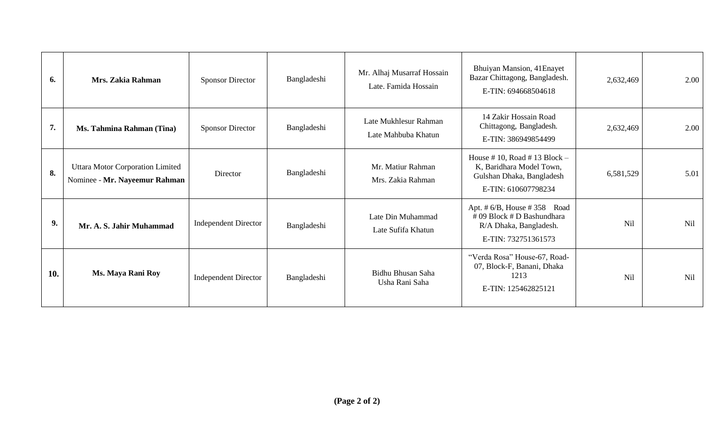| | | | | | | | |
|---|---|---|---|---|---|---|---|
| **6.** | **Mrs. Zakia Rahman** | Sponsor Director | Bangladeshi | Mr. Alhaj Musarraf Hossain<br>Late. Famida Hossain | Bhuiyan Mansion, 41Enayet Bazar Chittagong, Bangladesh.<br>E-TIN: 694668504618 | 2,632,469 | 2.00 |
| **7.** | **Ms. Tahmina Rahman (Tina)** | Sponsor Director | Bangladeshi | Late Mukhlesur Rahman<br>Late Mahbuba Khatun | 14 Zakir Hossain Road Chittagong, Bangladesh.<br>E-TIN: 386949854499 | 2,632,469 | 2.00 |
| **8.** | Uttara Motor Corporation Limited<br>Nominee - **Mr. Nayeemur Rahman** | Director | Bangladeshi | Mr. Matiur Rahman<br>Mrs. Zakia Rahman | House # 10, Road # 13 Block – K, Baridhara Model Town, Gulshan Dhaka, Bangladesh<br>E-TIN: 610607798234 | 6,581,529 | 5.01 |
| **9.** | **Mr. A. S. Jahir Muhammad** | Independent Director | Bangladeshi | Late Din Muhammad<br>Late Sufifa Khatun | Apt. # 6/B, House # 358 Road # 09 Block # D Bashundhara R/A Dhaka, Bangladesh.<br>E-TIN: 732751361573 | Nil | Nil |
| **10.** | **Ms. Maya Rani Roy** | Independent Director | Bangladeshi | Bidhu Bhusan Saha<br>Usha Rani Saha | "Verda Rosa" House-67, Road-07, Block-F, Banani, Dhaka 1213<br>E-TIN: 125462825121 | Nil | Nil |